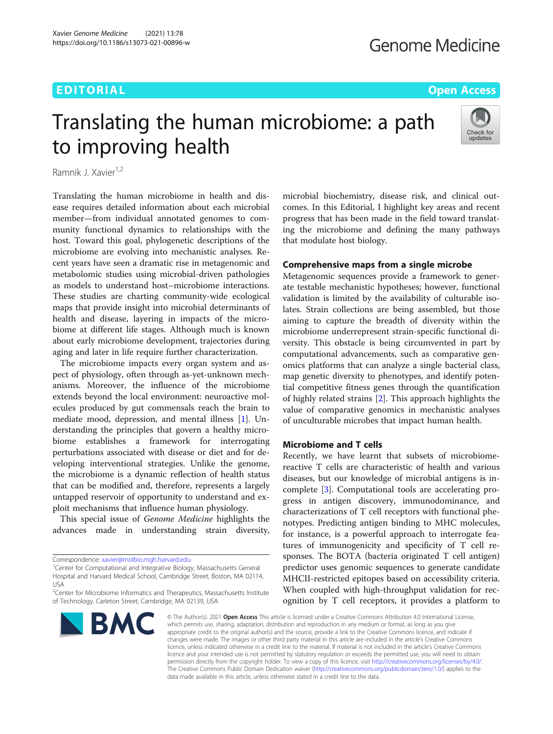EDITORIAL

Open Access

# Translating the human microbiome: a path to improving health

Ramnik J. Xavier[1,2]

Translating the human microbiome in health and disease requires detailed information about each microbial member—from individual annotated genomes to community functional dynamics to relationships with the host. Toward this goal, phylogenetic descriptions of the microbiome are evolving into mechanistic analyses. Recent years have seen a dramatic rise in metagenomic and metabolomic studies using microbial-driven pathologies as models to understand host–microbiome interactions. These studies are charting community-wide ecological maps that provide insight into microbial determinants of health and disease, layering in impacts of the microbiome at different life stages. Although much is known about early microbiome development, trajectories during aging and later in life require further characterization.

The microbiome impacts every organ system and aspect of physiology, often through as-yet-unknown mechanisms. Moreover, the influence of the microbiome extends beyond the local environment: neuroactive molecules produced by gut commensals reach the brain to mediate mood, depression, and mental illness [1]. Understanding the principles that govern a healthy microbiome establishes a framework for interrogating perturbations associated with disease or diet and for developing interventional strategies. Unlike the genome, the microbiome is a dynamic reflection of health status that can be modified and, therefore, represents a largely untapped reservoir of opportunity to understand and exploit mechanisms that influence human physiology.

This special issue of *Genome Medicine* highlights the advances made in understanding strain diversity, microbial biochemistry, disease risk, and clinical outcomes. In this Editorial, I highlight key areas and recent progress that has been made in the field toward translating the microbiome and defining the many pathways that modulate host biology.

## Comprehensive maps from a single microbe

Metagenomic sequences provide a framework to generate testable mechanistic hypotheses; however, functional validation is limited by the availability of culturable isolates. Strain collections are being assembled, but those aiming to capture the breadth of diversity within the microbiome underrepresent strain-specific functional diversity. This obstacle is being circumvented in part by computational advancements, such as comparative genomics platforms that can analyze a single bacterial class, map genetic diversity to phenotypes, and identify potential competitive fitness genes through the quantification of highly related strains [2]. This approach highlights the value of comparative genomics in mechanistic analyses of unculturable microbes that impact human health.

## Microbiome and T cells

Recently, we have learnt that subsets of microbiome-reactive T cells are characteristic of health and various diseases, but our knowledge of microbial antigens is incomplete [3]. Computational tools are accelerating progress in antigen discovery, immunodominance, and characterizations of T cell receptors with functional phenotypes. Predicting antigen binding to MHC molecules, for instance, is a powerful approach to interrogate features of immunogenicity and specificity of T cell responses. The BOTA (bacteria originated T cell antigen) predictor uses genomic sequences to generate candidate MHCII-restricted epitopes based on accessibility criteria. When coupled with high-throughput validation for recognition by T cell receptors, it provides a platform to

Correspondence: xavier@molbio.mgh.harvard.edu

[1]Center for Computational and Integrative Biology, Massachusetts General Hospital and Harvard Medical School, Cambridge Street, Boston, MA 02114, USA

[2]Center for Microbiome Informatics and Therapeutics, Massachusetts Institute of Technology, Carleton Street, Cambridge, MA 02139, USA

© The Author(s). 2021 **Open Access** This article is licensed under a Creative Commons Attribution 4.0 International License, which permits use, sharing, adaptation, distribution and reproduction in any medium or format, as long as you give appropriate credit to the original author(s) and the source, provide a link to the Creative Commons licence, and indicate if changes were made. The images or other third party material in this article are included in the article's Creative Commons licence, unless indicated otherwise in a credit line to the material. If material is not included in the article's Creative Commons licence and your intended use is not permitted by statutory regulation or exceeds the permitted use, you will need to obtain permission directly from the copyright holder. To view a copy of this licence, visit http://creativecommons.org/licenses/by/4.0/. The Creative Commons Public Domain Dedication waiver (http://creativecommons.org/publicdomain/zero/1.0/) applies to the data made available in this article, unless otherwise stated in a credit line to the data.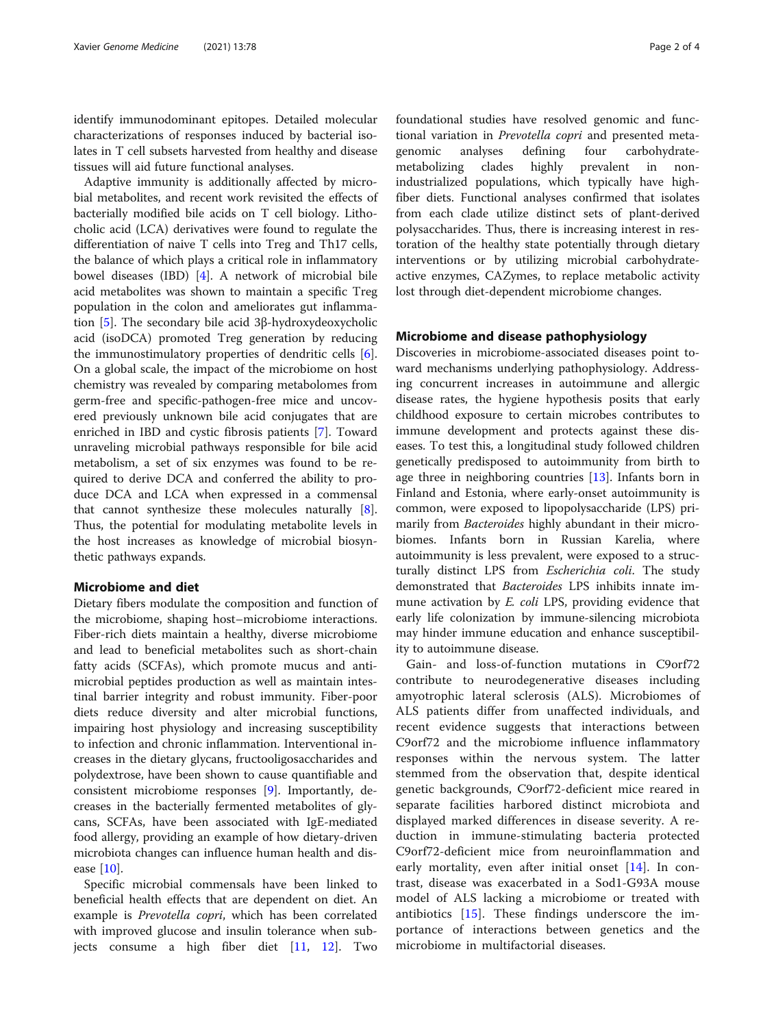identify immunodominant epitopes. Detailed molecular characterizations of responses induced by bacterial isolates in T cell subsets harvested from healthy and disease tissues will aid future functional analyses.

Adaptive immunity is additionally affected by microbial metabolites, and recent work revisited the effects of bacterially modified bile acids on T cell biology. Lithocholic acid (LCA) derivatives were found to regulate the differentiation of naive T cells into Treg and Th17 cells, the balance of which plays a critical role in inflammatory bowel diseases (IBD) [4]. A network of microbial bile acid metabolites was shown to maintain a specific Treg population in the colon and ameliorates gut inflammation [5]. The secondary bile acid 3β-hydroxydeoxycholic acid (isoDCA) promoted Treg generation by reducing the immunostimulatory properties of dendritic cells [6]. On a global scale, the impact of the microbiome on host chemistry was revealed by comparing metabolomes from germ-free and specific-pathogen-free mice and uncovered previously unknown bile acid conjugates that are enriched in IBD and cystic fibrosis patients [7]. Toward unraveling microbial pathways responsible for bile acid metabolism, a set of six enzymes was found to be required to derive DCA and conferred the ability to produce DCA and LCA when expressed in a commensal that cannot synthesize these molecules naturally [8]. Thus, the potential for modulating metabolite levels in the host increases as knowledge of microbial biosynthetic pathways expands.

## Microbiome and diet

Dietary fibers modulate the composition and function of the microbiome, shaping host–microbiome interactions. Fiber-rich diets maintain a healthy, diverse microbiome and lead to beneficial metabolites such as short-chain fatty acids (SCFAs), which promote mucus and antimicrobial peptides production as well as maintain intestinal barrier integrity and robust immunity. Fiber-poor diets reduce diversity and alter microbial functions, impairing host physiology and increasing susceptibility to infection and chronic inflammation. Interventional increases in the dietary glycans, fructooligosaccharides and polydextrose, have been shown to cause quantifiable and consistent microbiome responses [9]. Importantly, decreases in the bacterially fermented metabolites of glycans, SCFAs, have been associated with IgE-mediated food allergy, providing an example of how dietary-driven microbiota changes can influence human health and disease [10].

Specific microbial commensals have been linked to beneficial health effects that are dependent on diet. An example is *Prevotella copri*, which has been correlated with improved glucose and insulin tolerance when subjects consume a high fiber diet [11, 12]. Two foundational studies have resolved genomic and functional variation in *Prevotella copri* and presented metagenomic analyses defining four carbohydrate-metabolizing clades highly prevalent in non-industrialized populations, which typically have high-fiber diets. Functional analyses confirmed that isolates from each clade utilize distinct sets of plant-derived polysaccharides. Thus, there is increasing interest in restoration of the healthy state potentially through dietary interventions or by utilizing microbial carbohydrate-active enzymes, CAZymes, to replace metabolic activity lost through diet-dependent microbiome changes.

## Microbiome and disease pathophysiology

Discoveries in microbiome-associated diseases point toward mechanisms underlying pathophysiology. Addressing concurrent increases in autoimmune and allergic disease rates, the hygiene hypothesis posits that early childhood exposure to certain microbes contributes to immune development and protects against these diseases. To test this, a longitudinal study followed children genetically predisposed to autoimmunity from birth to age three in neighboring countries [13]. Infants born in Finland and Estonia, where early-onset autoimmunity is common, were exposed to lipopolysaccharide (LPS) primarily from *Bacteroides* highly abundant in their microbiomes. Infants born in Russian Karelia, where autoimmunity is less prevalent, were exposed to a structurally distinct LPS from *Escherichia coli*. The study demonstrated that *Bacteroides* LPS inhibits innate immune activation by *E. coli* LPS, providing evidence that early life colonization by immune-silencing microbiota may hinder immune education and enhance susceptibility to autoimmune disease.

Gain- and loss-of-function mutations in C9orf72 contribute to neurodegenerative diseases including amyotrophic lateral sclerosis (ALS). Microbiomes of ALS patients differ from unaffected individuals, and recent evidence suggests that interactions between C9orf72 and the microbiome influence inflammatory responses within the nervous system. The latter stemmed from the observation that, despite identical genetic backgrounds, C9orf72-deficient mice reared in separate facilities harbored distinct microbiota and displayed marked differences in disease severity. A reduction in immune-stimulating bacteria protected C9orf72-deficient mice from neuroinflammation and early mortality, even after initial onset [14]. In contrast, disease was exacerbated in a Sod1-G93A mouse model of ALS lacking a microbiome or treated with antibiotics [15]. These findings underscore the importance of interactions between genetics and the microbiome in multifactorial diseases.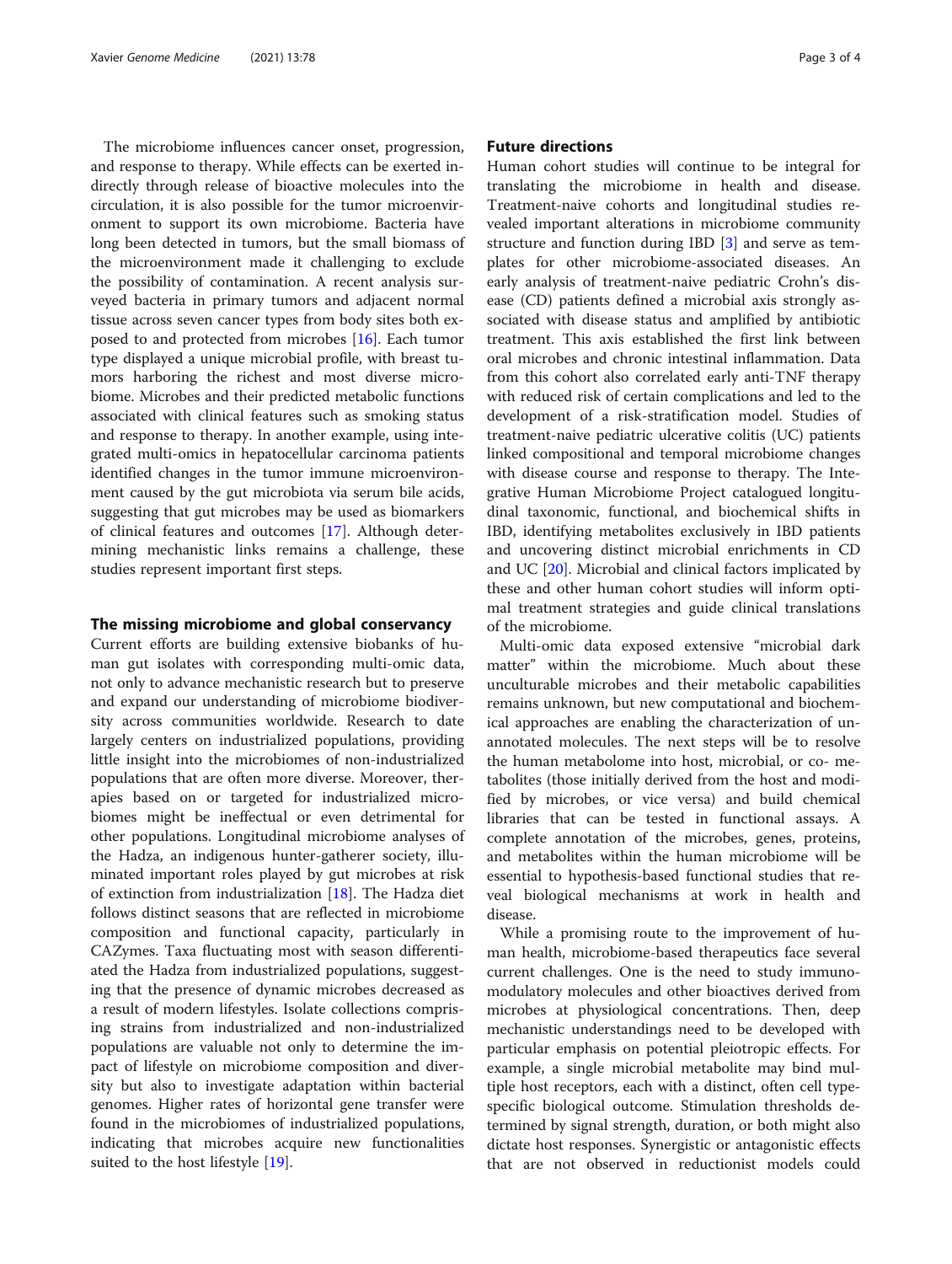The microbiome influences cancer onset, progression, and response to therapy. While effects can be exerted indirectly through release of bioactive molecules into the circulation, it is also possible for the tumor microenvironment to support its own microbiome. Bacteria have long been detected in tumors, but the small biomass of the microenvironment made it challenging to exclude the possibility of contamination. A recent analysis surveyed bacteria in primary tumors and adjacent normal tissue across seven cancer types from body sites both exposed to and protected from microbes [16]. Each tumor type displayed a unique microbial profile, with breast tumors harboring the richest and most diverse microbiome. Microbes and their predicted metabolic functions associated with clinical features such as smoking status and response to therapy. In another example, using integrated multi-omics in hepatocellular carcinoma patients identified changes in the tumor immune microenvironment caused by the gut microbiota via serum bile acids, suggesting that gut microbes may be used as biomarkers of clinical features and outcomes [17]. Although determining mechanistic links remains a challenge, these studies represent important first steps.

## The missing microbiome and global conservancy

Current efforts are building extensive biobanks of human gut isolates with corresponding multi-omic data, not only to advance mechanistic research but to preserve and expand our understanding of microbiome biodiversity across communities worldwide. Research to date largely centers on industrialized populations, providing little insight into the microbiomes of non-industrialized populations that are often more diverse. Moreover, therapies based on or targeted for industrialized microbiomes might be ineffectual or even detrimental for other populations. Longitudinal microbiome analyses of the Hadza, an indigenous hunter-gatherer society, illuminated important roles played by gut microbes at risk of extinction from industrialization [18]. The Hadza diet follows distinct seasons that are reflected in microbiome composition and functional capacity, particularly in CAZymes. Taxa fluctuating most with season differentiated the Hadza from industrialized populations, suggesting that the presence of dynamic microbes decreased as a result of modern lifestyles. Isolate collections comprising strains from industrialized and non-industrialized populations are valuable not only to determine the impact of lifestyle on microbiome composition and diversity but also to investigate adaptation within bacterial genomes. Higher rates of horizontal gene transfer were found in the microbiomes of industrialized populations, indicating that microbes acquire new functionalities suited to the host lifestyle [19].

## Future directions

Human cohort studies will continue to be integral for translating the microbiome in health and disease. Treatment-naive cohorts and longitudinal studies revealed important alterations in microbiome community structure and function during IBD [3] and serve as templates for other microbiome-associated diseases. An early analysis of treatment-naive pediatric Crohn's disease (CD) patients defined a microbial axis strongly associated with disease status and amplified by antibiotic treatment. This axis established the first link between oral microbes and chronic intestinal inflammation. Data from this cohort also correlated early anti-TNF therapy with reduced risk of certain complications and led to the development of a risk-stratification model. Studies of treatment-naive pediatric ulcerative colitis (UC) patients linked compositional and temporal microbiome changes with disease course and response to therapy. The Integrative Human Microbiome Project catalogued longitudinal taxonomic, functional, and biochemical shifts in IBD, identifying metabolites exclusively in IBD patients and uncovering distinct microbial enrichments in CD and UC [20]. Microbial and clinical factors implicated by these and other human cohort studies will inform optimal treatment strategies and guide clinical translations of the microbiome.

Multi-omic data exposed extensive "microbial dark matter" within the microbiome. Much about these unculturable microbes and their metabolic capabilities remains unknown, but new computational and biochemical approaches are enabling the characterization of unannotated molecules. The next steps will be to resolve the human metabolome into host, microbial, or co- metabolites (those initially derived from the host and modified by microbes, or vice versa) and build chemical libraries that can be tested in functional assays. A complete annotation of the microbes, genes, proteins, and metabolites within the human microbiome will be essential to hypothesis-based functional studies that reveal biological mechanisms at work in health and disease.

While a promising route to the improvement of human health, microbiome-based therapeutics face several current challenges. One is the need to study immunomodulatory molecules and other bioactives derived from microbes at physiological concentrations. Then, deep mechanistic understandings need to be developed with particular emphasis on potential pleiotropic effects. For example, a single microbial metabolite may bind multiple host receptors, each with a distinct, often cell type-specific biological outcome. Stimulation thresholds determined by signal strength, duration, or both might also dictate host responses. Synergistic or antagonistic effects that are not observed in reductionist models could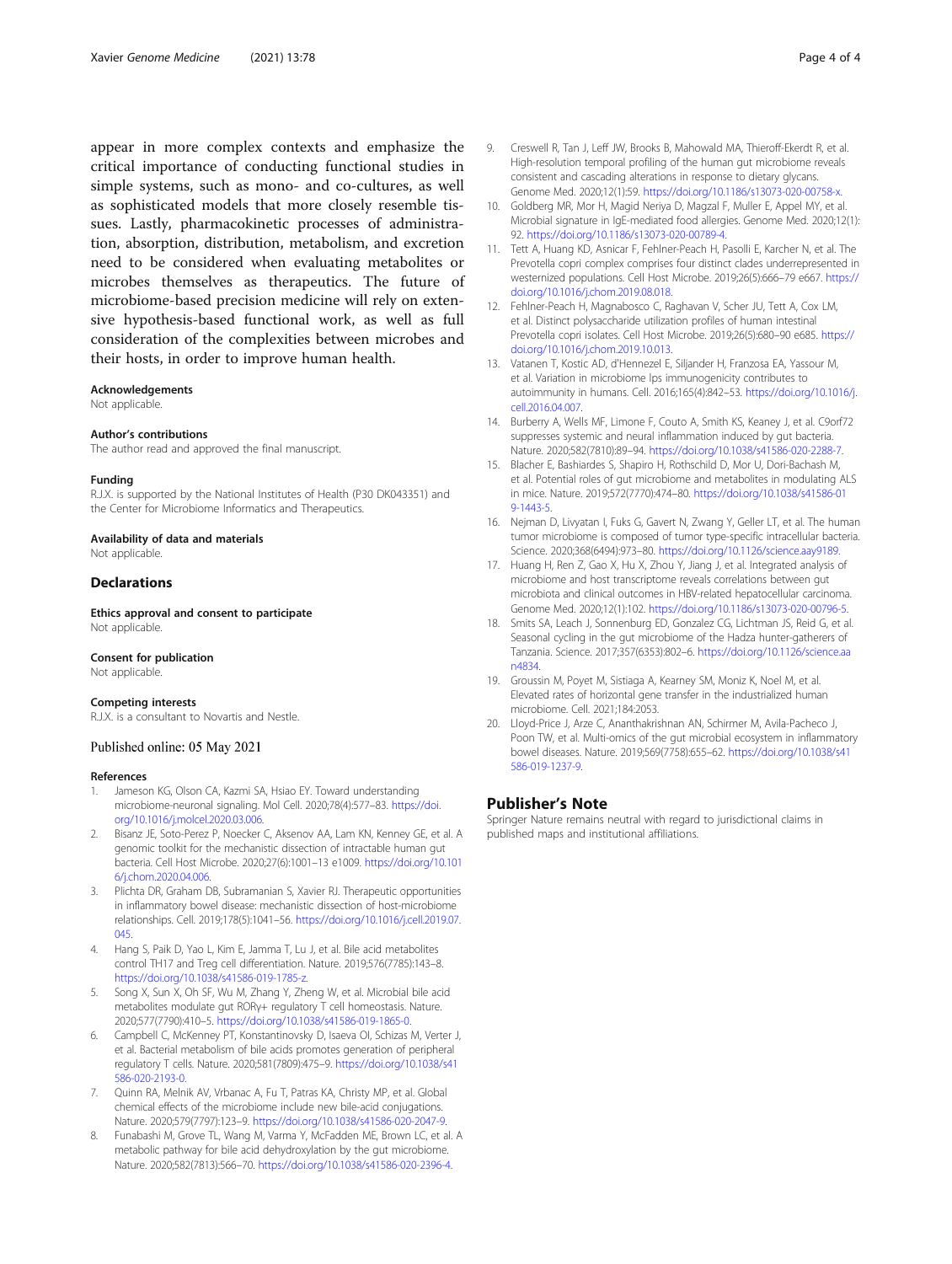appear in more complex contexts and emphasize the critical importance of conducting functional studies in simple systems, such as mono- and co-cultures, as well as sophisticated models that more closely resemble tissues. Lastly, pharmacokinetic processes of administration, absorption, distribution, metabolism, and excretion need to be considered when evaluating metabolites or microbes themselves as therapeutics. The future of microbiome-based precision medicine will rely on extensive hypothesis-based functional work, as well as full consideration of the complexities between microbes and their hosts, in order to improve human health.

#### Acknowledgements
Not applicable.

#### Author's contributions
The author read and approved the final manuscript.

#### Funding
R.J.X. is supported by the National Institutes of Health (P30 DK043351) and the Center for Microbiome Informatics and Therapeutics.

#### Availability of data and materials
Not applicable.

## Declarations

#### Ethics approval and consent to participate
Not applicable.

#### Consent for publication
Not applicable.

#### Competing interests
R.J.X. is a consultant to Novartis and Nestle.

Published online: 05 May 2021

#### References

1. Jameson KG, Olson CA, Kazmi SA, Hsiao EY. Toward understanding microbiome-neuronal signaling. Mol Cell. 2020;78(4):577–83. https://doi.org/10.1016/j.molcel.2020.03.006.
2. Bisanz JE, Soto-Perez P, Noecker C, Aksenov AA, Lam KN, Kenney GE, et al. A genomic toolkit for the mechanistic dissection of intractable human gut bacteria. Cell Host Microbe. 2020;27(6):1001–13 e1009. https://doi.org/10.1016/j.chom.2020.04.006.
3. Plichta DR, Graham DB, Subramanian S, Xavier RJ. Therapeutic opportunities in inflammatory bowel disease: mechanistic dissection of host-microbiome relationships. Cell. 2019;178(5):1041–56. https://doi.org/10.1016/j.cell.2019.07.045.
4. Hang S, Paik D, Yao L, Kim E, Jamma T, Lu J, et al. Bile acid metabolites control TH17 and Treg cell differentiation. Nature. 2019;576(7785):143–8. https://doi.org/10.1038/s41586-019-1785-z.
5. Song X, Sun X, Oh SF, Wu M, Zhang Y, Zheng W, et al. Microbial bile acid metabolites modulate gut RORγ+ regulatory T cell homeostasis. Nature. 2020;577(7790):410–5. https://doi.org/10.1038/s41586-019-1865-0.
6. Campbell C, McKenney PT, Konstantinovsky D, Isaeva OI, Schizas M, Verter J, et al. Bacterial metabolism of bile acids promotes generation of peripheral regulatory T cells. Nature. 2020;581(7809):475–9. https://doi.org/10.1038/s41586-020-2193-0.
7. Quinn RA, Melnik AV, Vrbanac A, Fu T, Patras KA, Christy MP, et al. Global chemical effects of the microbiome include new bile-acid conjugations. Nature. 2020;579(7797):123–9. https://doi.org/10.1038/s41586-020-2047-9.
8. Funabashi M, Grove TL, Wang M, Varma Y, McFadden ME, Brown LC, et al. A metabolic pathway for bile acid dehydroxylation by the gut microbiome. Nature. 2020;582(7813):566–70. https://doi.org/10.1038/s41586-020-2396-4.
9. Creswell R, Tan J, Leff JW, Brooks B, Mahowald MA, Thieroff-Ekerdt R, et al. High-resolution temporal profiling of the human gut microbiome reveals consistent and cascading alterations in response to dietary glycans. Genome Med. 2020;12(1):59. https://doi.org/10.1186/s13073-020-00758-x.
10. Goldberg MR, Mor H, Magid Neriya D, Magzal F, Muller E, Appel MY, et al. Microbial signature in IgE-mediated food allergies. Genome Med. 2020;12(1):92. https://doi.org/10.1186/s13073-020-00789-4.
11. Tett A, Huang KD, Asnicar F, Fehlner-Peach H, Pasolli E, Karcher N, et al. The Prevotella copri complex comprises four distinct clades underrepresented in westernized populations. Cell Host Microbe. 2019;26(5):666–79 e667. https://doi.org/10.1016/j.chom.2019.08.018.
12. Fehlner-Peach H, Magnabosco C, Raghavan V, Scher JU, Tett A, Cox LM, et al. Distinct polysaccharide utilization profiles of human intestinal Prevotella copri isolates. Cell Host Microbe. 2019;26(5):680–90 e685. https://doi.org/10.1016/j.chom.2019.10.013.
13. Vatanen T, Kostic AD, d'Hennezel E, Siljander H, Franzosa EA, Yassour M, et al. Variation in microbiome lps immunogenicity contributes to autoimmunity in humans. Cell. 2016;165(4):842–53. https://doi.org/10.1016/j.cell.2016.04.007.
14. Burberry A, Wells MF, Limone F, Couto A, Smith KS, Keaney J, et al. C9orf72 suppresses systemic and neural inflammation induced by gut bacteria. Nature. 2020;582(7810):89–94. https://doi.org/10.1038/s41586-020-2288-7.
15. Blacher E, Bashiardes S, Shapiro H, Rothschild D, Mor U, Dori-Bachash M, et al. Potential roles of gut microbiome and metabolites in modulating ALS in mice. Nature. 2019;572(7770):474–80. https://doi.org/10.1038/s41586-019-1443-5.
16. Nejman D, Livyatan I, Fuks G, Gavert N, Zwang Y, Geller LT, et al. The human tumor microbiome is composed of tumor type-specific intracellular bacteria. Science. 2020;368(6494):973–80. https://doi.org/10.1126/science.aay9189.
17. Huang H, Ren Z, Gao X, Hu X, Zhou Y, Jiang J, et al. Integrated analysis of microbiome and host transcriptome reveals correlations between gut microbiota and clinical outcomes in HBV-related hepatocellular carcinoma. Genome Med. 2020;12(1):102. https://doi.org/10.1186/s13073-020-00796-5.
18. Smits SA, Leach J, Sonnenburg ED, Gonzalez CG, Lichtman JS, Reid G, et al. Seasonal cycling in the gut microbiome of the Hadza hunter-gatherers of Tanzania. Science. 2017;357(6353):802–6. https://doi.org/10.1126/science.aan4834.
19. Groussin M, Poyet M, Sistiaga A, Kearney SM, Moniz K, Noel M, et al. Elevated rates of horizontal gene transfer in the industrialized human microbiome. Cell. 2021;184:2053.
20. Lloyd-Price J, Arze C, Ananthakrishnan AN, Schirmer M, Avila-Pacheco J, Poon TW, et al. Multi-omics of the gut microbial ecosystem in inflammatory bowel diseases. Nature. 2019;569(7758):655–62. https://doi.org/10.1038/s41586-019-1237-9.

## Publisher's Note

Springer Nature remains neutral with regard to jurisdictional claims in published maps and institutional affiliations.